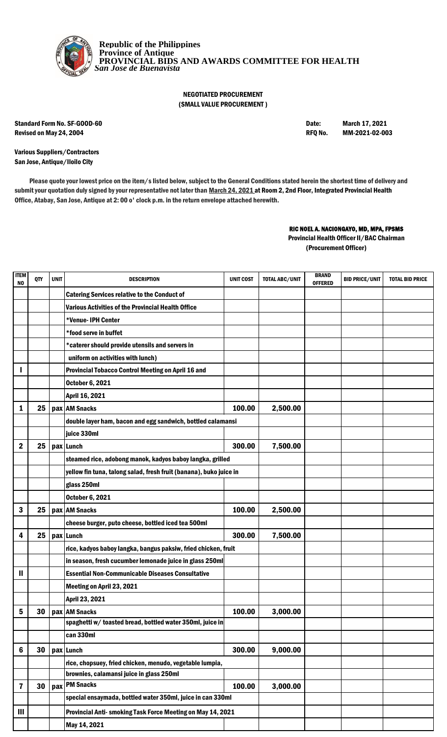**Republic of the Philippines**
**Province of Antique**
**PROVINCIAL BIDS AND AWARDS COMMITTEE FOR HEALTH**
*San Jose de Buenavista*

## NEGOTIATED PROCUREMENT
## (SMALL VALUE PROCUREMENT )

Standard Form No. SF-GOOD-60
Revised on May 24, 2004

Date: March 17, 2021
RFQ No. MM-2021-02-003

Various Suppliers/Contractors
San Jose, Antique/Iloilo City

Please quote your lowest price on the item/s listed below, subject to the General Conditions stated herein the shortest time of delivery and submit your quotation duly signed by your representative not later than March 24, 2021 at Room 2, 2nd Floor, Integrated Provincial Health Office, Atabay, San Jose, Antique at 2: 00 o' clock p.m. in the return envelope attached herewith.

**RIC NOEL A. NACIONGAYO, MD, MPA, FPSMS**
Provincial Health Officer II/BAC Chairman
(Procurement Officer)

| ITEM NO | QTY | UNIT | DESCRIPTION | UNIT COST | TOTAL ABC/UNIT | BRAND OFFERED | BID PRICE/UNIT | TOTAL BID PRICE |
|---|---|---|---|---|---|---|---|---|
| | | | **Catering Services relative to the Conduct of** | | | | | |
| | | | **Various Activities of the Provincial Health Office** | | | | | |
| | | | ***Venue- IPH Center** | | | | | |
| | | | ***food serve in buffet** | | | | | |
| | | | ***caterer should provide utensils and servers in** | | | | | |
| | | | **uniform on activities with lunch)** | | | | | |
| I | | | **Provincial Tobacco Control Meeting on April 16 and** | | | | | |
| | | | **October 6, 2021** | | | | | |
| | | | **April 16, 2021** | | | | | |
| 1 | 25 | pax | **AM Snacks** | 100.00 | 2,500.00 | | | |
| | | | double layer ham, bacon and egg sandwich, bottled calamansi | | | | | |
| | | | juice 330ml | | | | | |
| 2 | 25 | pax | **Lunch** | 300.00 | 7,500.00 | | | |
| | | | steamed rice, adobong manok, kadyos baboy langka, grilled | | | | | |
| | | | yellow fin tuna, talong salad, fresh fruit (banana), buko juice in | | | | | |
| | | | glass 250ml | | | | | |
| | | | **October 6, 2021** | | | | | |
| 3 | 25 | pax | **AM Snacks** | 100.00 | 2,500.00 | | | |
| | | | cheese burger, puto cheese, bottled iced tea 500ml | | | | | |
| 4 | 25 | pax | **Lunch** | 300.00 | 7,500.00 | | | |
| | | | rice, kadyos baboy langka, bangus paksiw, fried chicken, fruit | | | | | |
| | | | in season, fresh cucumber lemonade juice in glass 250ml | | | | | |
| II | | | **Essential Non-Communicable Diseases Consultative** | | | | | |
| | | | **Meeting on April 23, 2021** | | | | | |
| | | | **April 23, 2021** | | | | | |
| 5 | 30 | pax | **AM Snacks** | 100.00 | 3,000.00 | | | |
| | | | spaghetti w/ toasted bread, bottled water 350ml, juice in | | | | | |
| | | | can 330ml | | | | | |
| 6 | 30 | pax | **Lunch** | 300.00 | 9,000.00 | | | |
| | | | rice, chopsuey, fried chicken, menudo, vegetable lumpia, | | | | | |
| | | | brownies, calamansi juice in glass 250ml | | | | | |
| 7 | 30 | pax | **PM Snacks** | 100.00 | 3,000.00 | | | |
| | | | special ensaymada, bottled water 350ml, juice in can 330ml | | | | | |
| III | | | **Provincial Anti- smoking Task Force Meeting on May 14, 2021** | | | | | |
| | | | **May 14, 2021** | | | | | |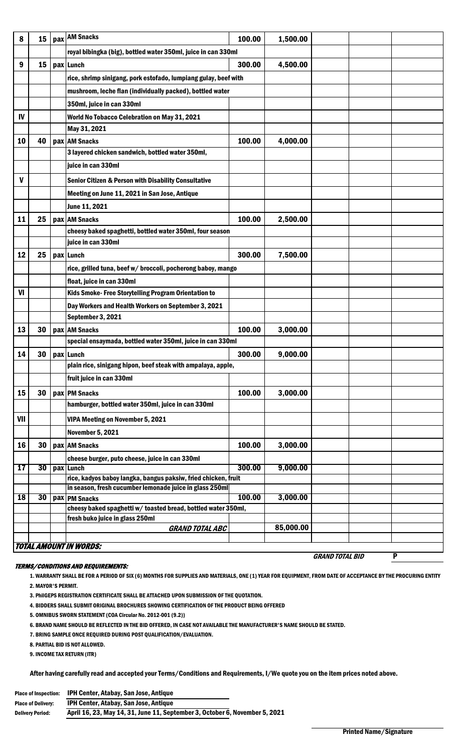| | | | | | | | | |
|---|---|---|---|---|---|---|---|---|
| 8 | 15 | pax | AM Snacks | 100.00 | 1,500.00 | | | |
| | | | royal bibingka (big), bottled water 350ml, juice in can 330ml | | | | | |
| 9 | 15 | pax | Lunch | 300.00 | 4,500.00 | | | |
| | | | rice, shrimp sinigang, pork estofado, lumpiang gulay, beef with | | | | | |
| | | | mushroom, leche flan (individually packed), bottled water | | | | | |
| | | | 350ml, juice in can 330ml | | | | | |
| IV | | | World No Tobacco Celebration on May 31, 2021 | | | | | |
| | | | May 31, 2021 | | | | | |
| 10 | 40 | pax | AM Snacks | 100.00 | 4,000.00 | | | |
| | | | 3 layered chicken sandwich, bottled water 350ml, | | | | | |
| | | | juice in can 330ml | | | | | |
| V | | | Senior Citizen & Person with Disability Consultative | | | | | |
| | | | Meeting on June 11, 2021 in San Jose, Antique | | | | | |
| | | | June 11, 2021 | | | | | |
| 11 | 25 | pax | AM Snacks | 100.00 | 2,500.00 | | | |
| | | | cheesy baked spaghetti, bottled water 350ml, four season | | | | | |
| | | | juice in can 330ml | | | | | |
| 12 | 25 | pax | Lunch | 300.00 | 7,500.00 | | | |
| | | | rice, grilled tuna, beef w/ broccoli, pocherong baboy, mango | | | | | |
| | | | float, juice in can 330ml | | | | | |
| VI | | | Kids Smoke- Free Storytelling Program Orientation to | | | | | |
| | | | Day Workers and Health Workers on September 3, 2021 | | | | | |
| | | | September 3, 2021 | | | | | |
| 13 | 30 | pax | AM Snacks | 100.00 | 3,000.00 | | | |
| | | | special ensaymada, bottled water 350ml, juice in can 330ml | | | | | |
| 14 | 30 | pax | Lunch | 300.00 | 9,000.00 | | | |
| | | | plain rice, sinigang hipon, beef steak with ampalaya, apple, | | | | | |
| | | | fruit juice in can 330ml | | | | | |
| 15 | 30 | pax | PM Snacks | 100.00 | 3,000.00 | | | |
| | | | hamburger, bottled water 350ml, juice in can 330ml | | | | | |
| VII | | | VIPA Meeting on November 5, 2021 | | | | | |
| | | | November 5, 2021 | | | | | |
| 16 | 30 | pax | AM Snacks | 100.00 | 3,000.00 | | | |
| | | | cheese burger, puto cheese, juice in can 330ml | | | | | |
| 17 | 30 | pax | Lunch | 300.00 | 9,000.00 | | | |
| | | | rice, kadyos baboy langka, bangus paksiw, fried chicken, fruit | | | | | |
| | | | in season, fresh cucumber lemonade juice in glass 250ml | | | | | |
| 18 | 30 | pax | PM Snacks | 100.00 | 3,000.00 | | | |
| | | | cheesy baked spaghetti w/ toasted bread, bottled water 350ml, | | | | | |
| | | | fresh buko juice in glass 250ml | | | | | |
| | | | *GRAND TOTAL ABC* | | 85,000.00 | | | |

***TOTAL AMOUNT IN WORDS:***

*GRAND TOTAL BID* P

***TERMS/CONDITIONS AND REQUIREMENTS:***

1. WARRANTY SHALL BE FOR A PERIOD OF SIX (6) MONTHS FOR SUPPLIES AND MATERIALS, ONE (1) YEAR FOR EQUIPMENT, FROM DATE OF ACCEPTANCE BY THE PROCURING ENTITY
2. MAYOR'S PERMIT.
3. PhilGEPS REGISTRATION CERTIFICATE SHALL BE ATTACHED UPON SUBMISSION OF THE QUOTATION.
4. BIDDERS SHALL SUBMIT ORIGINAL BROCHURES SHOWING CERTIFICATION OF THE PRODUCT BEING OFFERED
5. OMNIBUS SWORN STATEMENT (COA Circular No. 2012-001 (9.2))
6. BRAND NAME SHOULD BE REFLECTED IN THE BID OFFERED, IN CASE NOT AVAILABLE THE MANUFACTURER'S NAME SHOULD BE STATED.
7. BRING SAMPLE ONCE REQUIRED DURING POST QUALIFICATION/EVALUATION.
8. PARTIAL BID IS NOT ALLOWED.
9. INCOME TAX RETURN (ITR)

After having carefully read and accepted your Terms/Conditions and Requirements, I/We quote you on the item prices noted above.

Place of Inspection: IPH Center, Atabay, San Jose, Antique
Place of Delivery: IPH Center, Atabay, San Jose, Antique
Delivery Period: April 16, 23, May 14, 31, June 11, September 3, October 6, November 5, 2021

Printed Name/Signature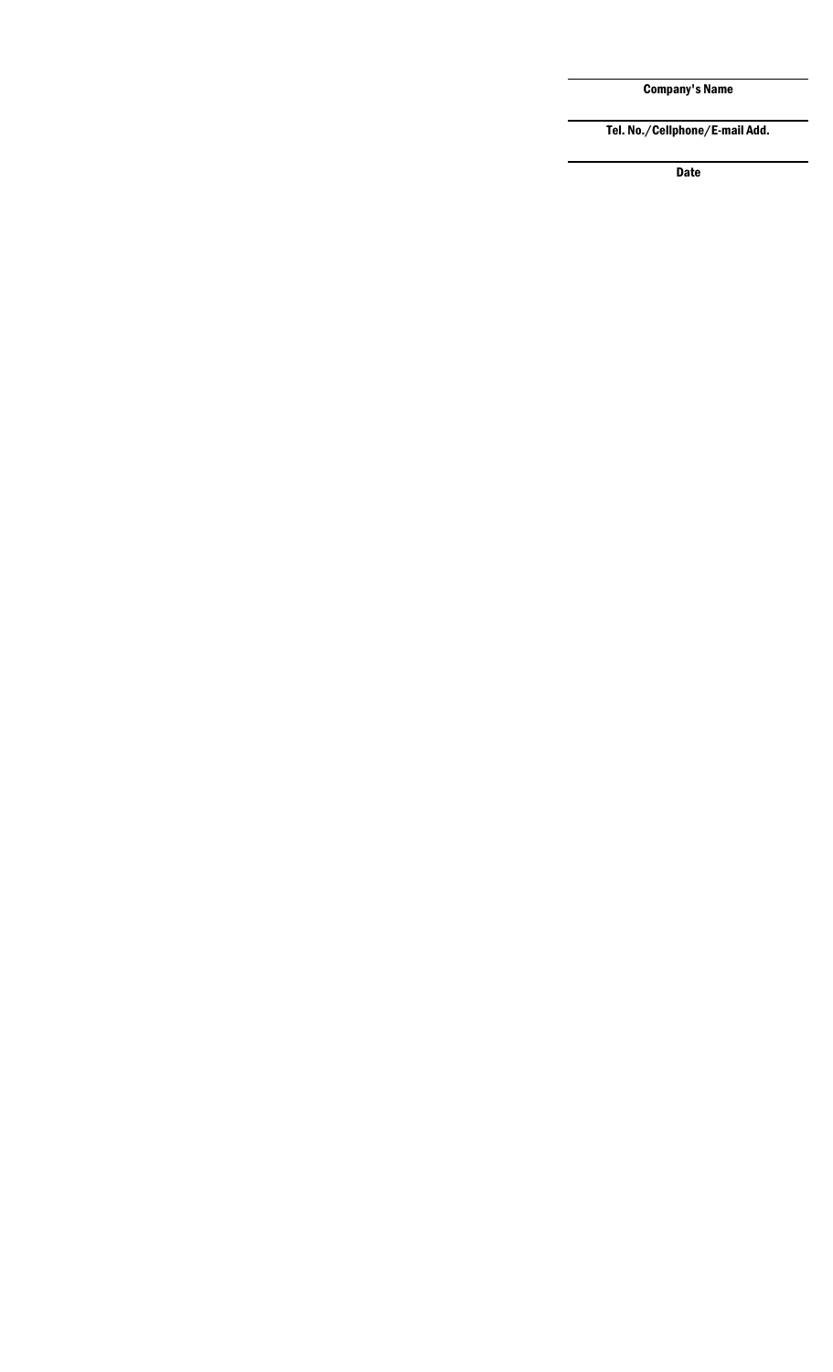Company's Name

Tel. No./Cellphone/E-mail Add.

Date